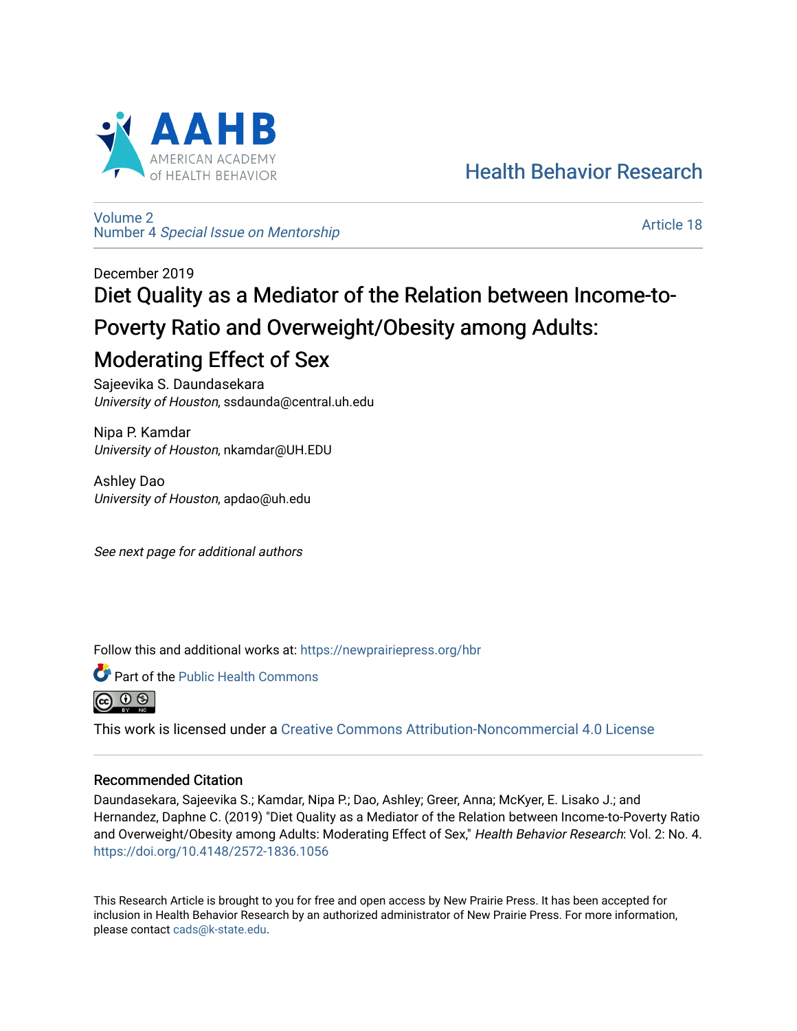AAHB AMERICAN ACADEMY of HEALTH BEHAVIOR

Health Behavior Research

Volume 2
Number 4 *Special Issue on Mentorship*

Article 18

December 2019

# Diet Quality as a Mediator of the Relation between Income-to-Poverty Ratio and Overweight/Obesity among Adults: Moderating Effect of Sex

Sajeevika S. Daundasekara
*University of Houston*, ssdaunda@central.uh.edu

Nipa P. Kamdar
*University of Houston*, nkamdar@UH.EDU

Ashley Dao
*University of Houston*, apdao@uh.edu

*See next page for additional authors*

Follow this and additional works at: https://newprairiepress.org/hbr

Part of the Public Health Commons

This work is licensed under a Creative Commons Attribution-Noncommercial 4.0 License

## Recommended Citation

Daundasekara, Sajeevika S.; Kamdar, Nipa P.; Dao, Ashley; Greer, Anna; McKyer, E. Lisako J.; and Hernandez, Daphne C. (2019) "Diet Quality as a Mediator of the Relation between Income-to-Poverty Ratio and Overweight/Obesity among Adults: Moderating Effect of Sex," *Health Behavior Research*: Vol. 2: No. 4. https://doi.org/10.4148/2572-1836.1056

This Research Article is brought to you for free and open access by New Prairie Press. It has been accepted for inclusion in Health Behavior Research by an authorized administrator of New Prairie Press. For more information, please contact cads@k-state.edu.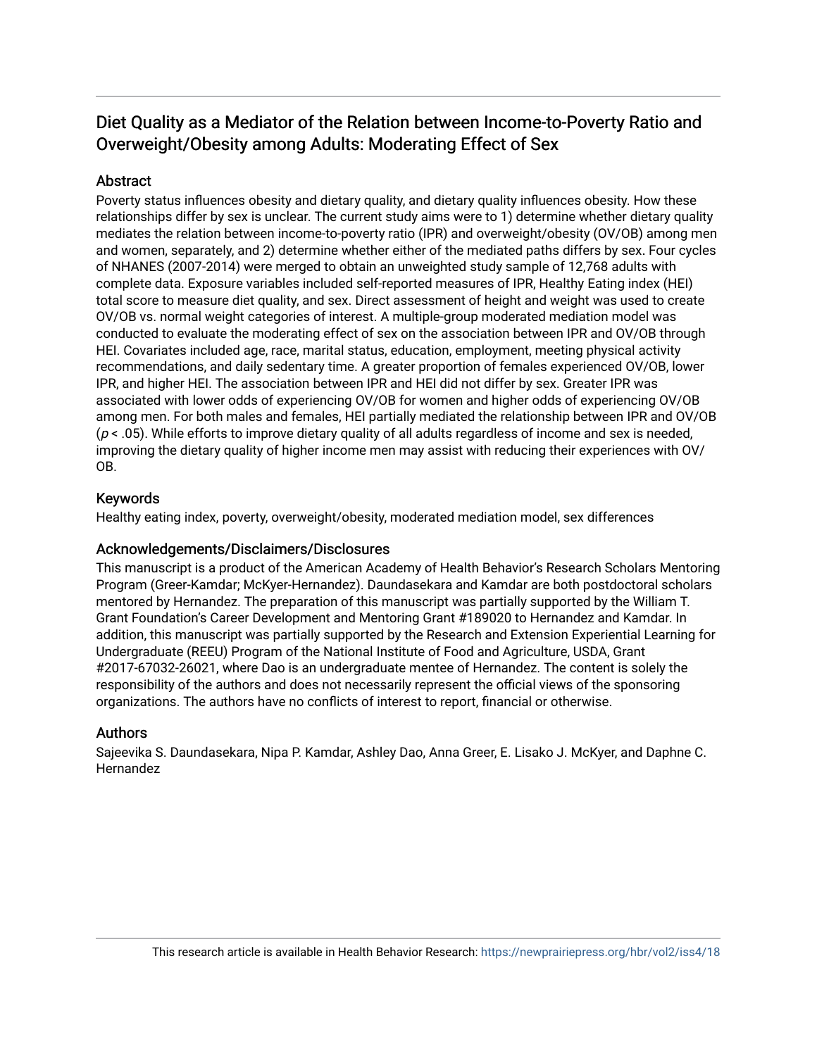# Diet Quality as a Mediator of the Relation between Income-to-Poverty Ratio and Overweight/Obesity among Adults: Moderating Effect of Sex

## Abstract

Poverty status influences obesity and dietary quality, and dietary quality influences obesity. How these relationships differ by sex is unclear. The current study aims were to 1) determine whether dietary quality mediates the relation between income-to-poverty ratio (IPR) and overweight/obesity (OV/OB) among men and women, separately, and 2) determine whether either of the mediated paths differs by sex. Four cycles of NHANES (2007-2014) were merged to obtain an unweighted study sample of 12,768 adults with complete data. Exposure variables included self-reported measures of IPR, Healthy Eating index (HEI) total score to measure diet quality, and sex. Direct assessment of height and weight was used to create OV/OB vs. normal weight categories of interest. A multiple-group moderated mediation model was conducted to evaluate the moderating effect of sex on the association between IPR and OV/OB through HEI. Covariates included age, race, marital status, education, employment, meeting physical activity recommendations, and daily sedentary time. A greater proportion of females experienced OV/OB, lower IPR, and higher HEI. The association between IPR and HEI did not differ by sex. Greater IPR was associated with lower odds of experiencing OV/OB for women and higher odds of experiencing OV/OB among men. For both males and females, HEI partially mediated the relationship between IPR and OV/OB ($p < .05$). While efforts to improve dietary quality of all adults regardless of income and sex is needed, improving the dietary quality of higher income men may assist with reducing their experiences with OV/OB.

## Keywords

Healthy eating index, poverty, overweight/obesity, moderated mediation model, sex differences

## Acknowledgements/Disclaimers/Disclosures

This manuscript is a product of the American Academy of Health Behavior's Research Scholars Mentoring Program (Greer-Kamdar; McKyer-Hernandez). Daundasekara and Kamdar are both postdoctoral scholars mentored by Hernandez. The preparation of this manuscript was partially supported by the William T. Grant Foundation's Career Development and Mentoring Grant #189020 to Hernandez and Kamdar. In addition, this manuscript was partially supported by the Research and Extension Experiential Learning for Undergraduate (REEU) Program of the National Institute of Food and Agriculture, USDA, Grant #2017-67032-26021, where Dao is an undergraduate mentee of Hernandez. The content is solely the responsibility of the authors and does not necessarily represent the official views of the sponsoring organizations. The authors have no conflicts of interest to report, financial or otherwise.

## Authors

Sajeevika S. Daundasekara, Nipa P. Kamdar, Ashley Dao, Anna Greer, E. Lisako J. McKyer, and Daphne C. Hernandez

This research article is available in Health Behavior Research: https://newprairiepress.org/hbr/vol2/iss4/18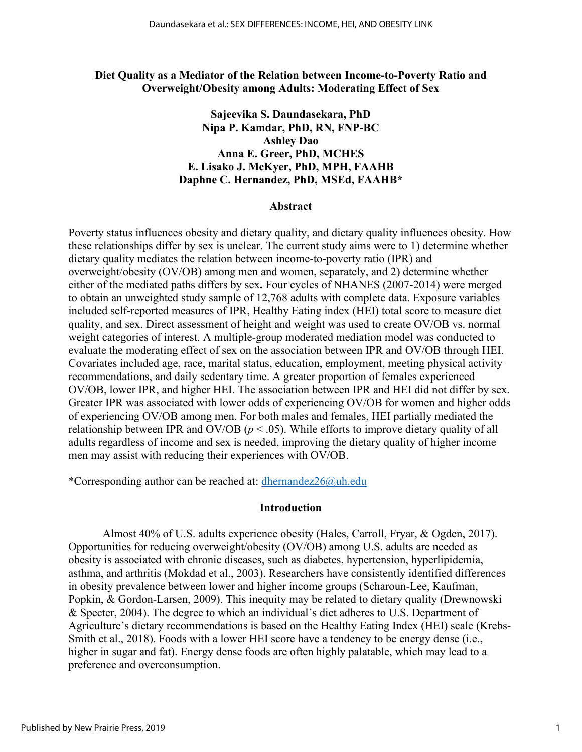## Diet Quality as a Mediator of the Relation between Income-to-Poverty Ratio and Overweight/Obesity among Adults: Moderating Effect of Sex

**Sajeevika S. Daundasekara, PhD**
**Nipa P. Kamdar, PhD, RN, FNP-BC**
**Ashley Dao**
**Anna E. Greer, PhD, MCHES**
**E. Lisako J. McKyer, PhD, MPH, FAAHB**
**Daphne C. Hernandez, PhD, MSEd, FAAHB***

### Abstract

Poverty status influences obesity and dietary quality, and dietary quality influences obesity. How these relationships differ by sex is unclear. The current study aims were to 1) determine whether dietary quality mediates the relation between income-to-poverty ratio (IPR) and overweight/obesity (OV/OB) among men and women, separately, and 2) determine whether either of the mediated paths differs by sex**.** Four cycles of NHANES (2007-2014) were merged to obtain an unweighted study sample of 12,768 adults with complete data. Exposure variables included self-reported measures of IPR, Healthy Eating index (HEI) total score to measure diet quality, and sex. Direct assessment of height and weight was used to create OV/OB vs. normal weight categories of interest. A multiple-group moderated mediation model was conducted to evaluate the moderating effect of sex on the association between IPR and OV/OB through HEI. Covariates included age, race, marital status, education, employment, meeting physical activity recommendations, and daily sedentary time. A greater proportion of females experienced OV/OB, lower IPR, and higher HEI. The association between IPR and HEI did not differ by sex. Greater IPR was associated with lower odds of experiencing OV/OB for women and higher odds of experiencing OV/OB among men. For both males and females, HEI partially mediated the relationship between IPR and OV/OB ($p < .05$). While efforts to improve dietary quality of all adults regardless of income and sex is needed, improving the dietary quality of higher income men may assist with reducing their experiences with OV/OB.

*Corresponding author can be reached at: dhernandez26@uh.edu

### Introduction

Almost 40% of U.S. adults experience obesity (Hales, Carroll, Fryar, & Ogden, 2017). Opportunities for reducing overweight/obesity (OV/OB) among U.S. adults are needed as obesity is associated with chronic diseases, such as diabetes, hypertension, hyperlipidemia, asthma, and arthritis (Mokdad et al., 2003). Researchers have consistently identified differences in obesity prevalence between lower and higher income groups (Scharoun-Lee, Kaufman, Popkin, & Gordon-Larsen, 2009). This inequity may be related to dietary quality (Drewnowski & Specter, 2004). The degree to which an individual's diet adheres to U.S. Department of Agriculture's dietary recommendations is based on the Healthy Eating Index (HEI) scale (Krebs-Smith et al., 2018). Foods with a lower HEI score have a tendency to be energy dense (i.e., higher in sugar and fat). Energy dense foods are often highly palatable, which may lead to a preference and overconsumption.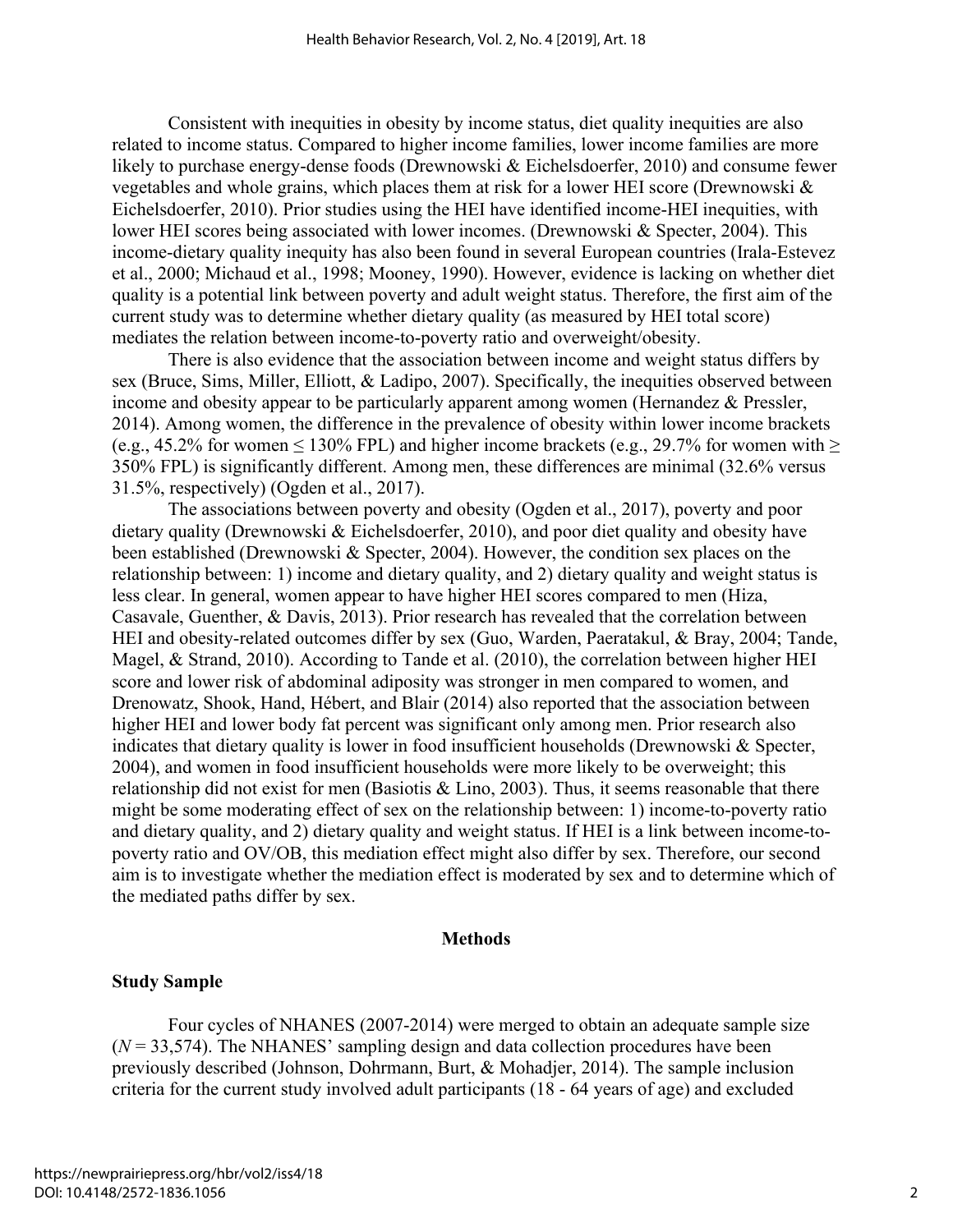Consistent with inequities in obesity by income status, diet quality inequities are also related to income status. Compared to higher income families, lower income families are more likely to purchase energy-dense foods (Drewnowski & Eichelsdoerfer, 2010) and consume fewer vegetables and whole grains, which places them at risk for a lower HEI score (Drewnowski & Eichelsdoerfer, 2010). Prior studies using the HEI have identified income-HEI inequities, with lower HEI scores being associated with lower incomes. (Drewnowski & Specter, 2004). This income-dietary quality inequity has also been found in several European countries (Irala-Estevez et al., 2000; Michaud et al., 1998; Mooney, 1990). However, evidence is lacking on whether diet quality is a potential link between poverty and adult weight status. Therefore, the first aim of the current study was to determine whether dietary quality (as measured by HEI total score) mediates the relation between income-to-poverty ratio and overweight/obesity.

There is also evidence that the association between income and weight status differs by sex (Bruce, Sims, Miller, Elliott, & Ladipo, 2007). Specifically, the inequities observed between income and obesity appear to be particularly apparent among women (Hernandez & Pressler, 2014). Among women, the difference in the prevalence of obesity within lower income brackets (e.g., 45.2% for women ≤ 130% FPL) and higher income brackets (e.g., 29.7% for women with ≥ 350% FPL) is significantly different. Among men, these differences are minimal (32.6% versus 31.5%, respectively) (Ogden et al., 2017).

The associations between poverty and obesity (Ogden et al., 2017), poverty and poor dietary quality (Drewnowski & Eichelsdoerfer, 2010), and poor diet quality and obesity have been established (Drewnowski & Specter, 2004). However, the condition sex places on the relationship between: 1) income and dietary quality, and 2) dietary quality and weight status is less clear. In general, women appear to have higher HEI scores compared to men (Hiza, Casavale, Guenther, & Davis, 2013). Prior research has revealed that the correlation between HEI and obesity-related outcomes differ by sex (Guo, Warden, Paeratakul, & Bray, 2004; Tande, Magel, & Strand, 2010). According to Tande et al. (2010), the correlation between higher HEI score and lower risk of abdominal adiposity was stronger in men compared to women, and Drenowatz, Shook, Hand, Hébert, and Blair (2014) also reported that the association between higher HEI and lower body fat percent was significant only among men. Prior research also indicates that dietary quality is lower in food insufficient households (Drewnowski & Specter, 2004), and women in food insufficient households were more likely to be overweight; this relationship did not exist for men (Basiotis & Lino, 2003). Thus, it seems reasonable that there might be some moderating effect of sex on the relationship between: 1) income-to-poverty ratio and dietary quality, and 2) dietary quality and weight status. If HEI is a link between income-to-poverty ratio and OV/OB, this mediation effect might also differ by sex. Therefore, our second aim is to investigate whether the mediation effect is moderated by sex and to determine which of the mediated paths differ by sex.

## Methods

### Study Sample

Four cycles of NHANES (2007-2014) were merged to obtain an adequate sample size ($N$ = 33,574). The NHANES' sampling design and data collection procedures have been previously described (Johnson, Dohrmann, Burt, & Mohadjer, 2014). The sample inclusion criteria for the current study involved adult participants (18 - 64 years of age) and excluded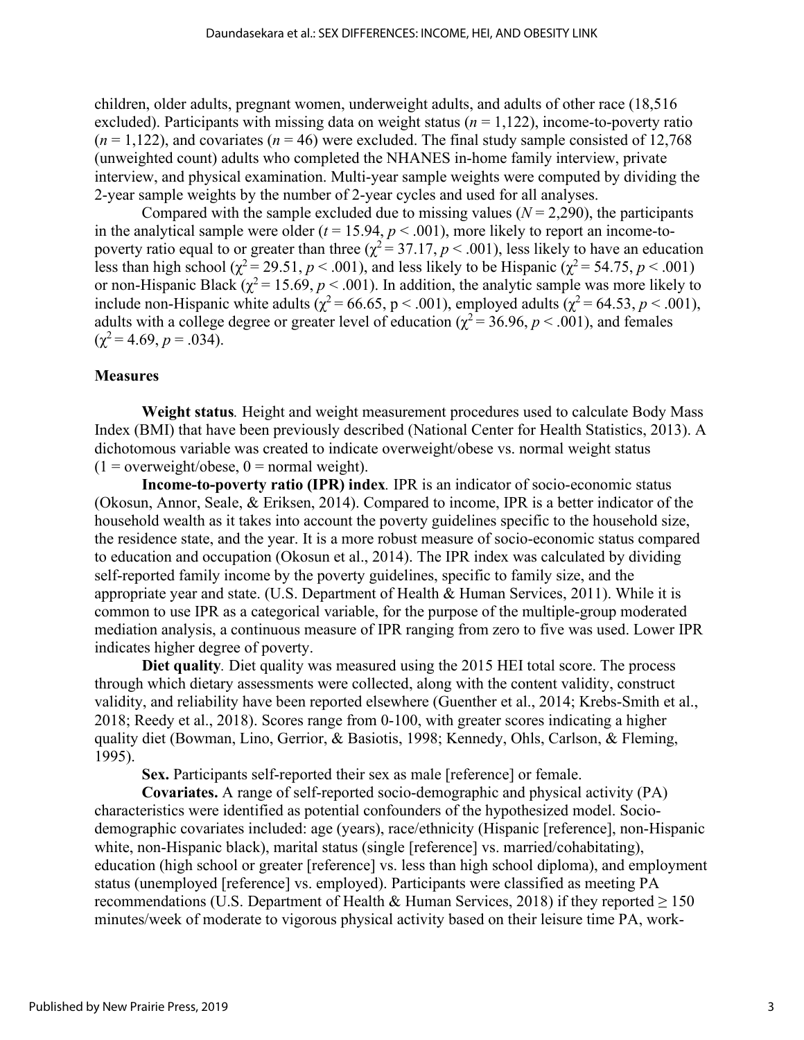children, older adults, pregnant women, underweight adults, and adults of other race (18,516 excluded). Participants with missing data on weight status ($n$ = 1,122), income-to-poverty ratio ($n$ = 1,122), and covariates ($n$ = 46) were excluded. The final study sample consisted of 12,768 (unweighted count) adults who completed the NHANES in-home family interview, private interview, and physical examination. Multi-year sample weights were computed by dividing the 2-year sample weights by the number of 2-year cycles and used for all analyses.

Compared with the sample excluded due to missing values ($N$ = 2,290), the participants in the analytical sample were older ($t$ = 15.94, $p < .001$), more likely to report an income-to-poverty ratio equal to or greater than three ($\chi^2 = 37.17$, $p < .001$), less likely to have an education less than high school ($\chi^2 = 29.51$, $p < .001$), and less likely to be Hispanic ($\chi^2 = 54.75$, $p < .001$) or non-Hispanic Black ($\chi^2 = 15.69$, $p < .001$). In addition, the analytic sample was more likely to include non-Hispanic white adults ($\chi^2 = 66.65$, p < .001), employed adults ($\chi^2 = 64.53$, $p < .001$), adults with a college degree or greater level of education ($\chi^2 = 36.96$, $p < .001$), and females ($\chi^2 = 4.69$, $p = .034$).

### Measures

**Weight status***.* Height and weight measurement procedures used to calculate Body Mass Index (BMI) that have been previously described (National Center for Health Statistics, 2013). A dichotomous variable was created to indicate overweight/obese vs. normal weight status (1 = overweight/obese, 0 = normal weight).

**Income-to-poverty ratio (IPR) index***.* IPR is an indicator of socio-economic status (Okosun, Annor, Seale, & Eriksen, 2014). Compared to income, IPR is a better indicator of the household wealth as it takes into account the poverty guidelines specific to the household size, the residence state, and the year. It is a more robust measure of socio-economic status compared to education and occupation (Okosun et al., 2014). The IPR index was calculated by dividing self-reported family income by the poverty guidelines, specific to family size, and the appropriate year and state. (U.S. Department of Health & Human Services, 2011). While it is common to use IPR as a categorical variable, for the purpose of the multiple-group moderated mediation analysis, a continuous measure of IPR ranging from zero to five was used. Lower IPR indicates higher degree of poverty.

**Diet quality***.* Diet quality was measured using the 2015 HEI total score. The process through which dietary assessments were collected, along with the content validity, construct validity, and reliability have been reported elsewhere (Guenther et al., 2014; Krebs-Smith et al., 2018; Reedy et al., 2018). Scores range from 0-100, with greater scores indicating a higher quality diet (Bowman, Lino, Gerrior, & Basiotis, 1998; Kennedy, Ohls, Carlson, & Fleming, 1995).

**Sex.** Participants self-reported their sex as male [reference] or female.

**Covariates.** A range of self-reported socio-demographic and physical activity (PA) characteristics were identified as potential confounders of the hypothesized model. Socio-demographic covariates included: age (years), race/ethnicity (Hispanic [reference], non-Hispanic white, non-Hispanic black), marital status (single [reference] vs. married/cohabitating), education (high school or greater [reference] vs. less than high school diploma), and employment status (unemployed [reference] vs. employed). Participants were classified as meeting PA recommendations (U.S. Department of Health & Human Services, 2018) if they reported ≥ 150 minutes/week of moderate to vigorous physical activity based on their leisure time PA, work-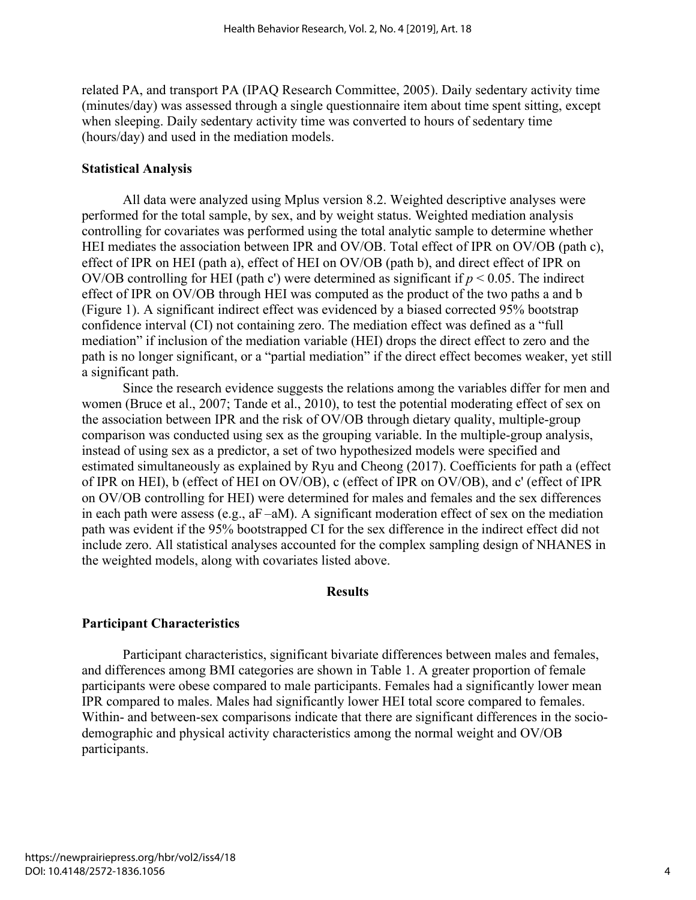related PA, and transport PA (IPAQ Research Committee, 2005). Daily sedentary activity time (minutes/day) was assessed through a single questionnaire item about time spent sitting, except when sleeping. Daily sedentary activity time was converted to hours of sedentary time (hours/day) and used in the mediation models.

### Statistical Analysis

All data were analyzed using Mplus version 8.2. Weighted descriptive analyses were performed for the total sample, by sex, and by weight status. Weighted mediation analysis controlling for covariates was performed using the total analytic sample to determine whether HEI mediates the association between IPR and OV/OB. Total effect of IPR on OV/OB (path c), effect of IPR on HEI (path a), effect of HEI on OV/OB (path b), and direct effect of IPR on OV/OB controlling for HEI (path c') were determined as significant if $p < 0.05$. The indirect effect of IPR on OV/OB through HEI was computed as the product of the two paths a and b (Figure 1). A significant indirect effect was evidenced by a biased corrected 95% bootstrap confidence interval (CI) not containing zero. The mediation effect was defined as a "full mediation" if inclusion of the mediation variable (HEI) drops the direct effect to zero and the path is no longer significant, or a "partial mediation" if the direct effect becomes weaker, yet still a significant path.

Since the research evidence suggests the relations among the variables differ for men and women (Bruce et al., 2007; Tande et al., 2010), to test the potential moderating effect of sex on the association between IPR and the risk of OV/OB through dietary quality, multiple-group comparison was conducted using sex as the grouping variable. In the multiple-group analysis, instead of using sex as a predictor, a set of two hypothesized models were specified and estimated simultaneously as explained by Ryu and Cheong (2017). Coefficients for path a (effect of IPR on HEI), b (effect of HEI on OV/OB), c (effect of IPR on OV/OB), and c' (effect of IPR on OV/OB controlling for HEI) were determined for males and females and the sex differences in each path were assess (e.g., aF –aM). A significant moderation effect of sex on the mediation path was evident if the 95% bootstrapped CI for the sex difference in the indirect effect did not include zero. All statistical analyses accounted for the complex sampling design of NHANES in the weighted models, along with covariates listed above.

## Results

### Participant Characteristics

Participant characteristics, significant bivariate differences between males and females, and differences among BMI categories are shown in Table 1. A greater proportion of female participants were obese compared to male participants. Females had a significantly lower mean IPR compared to males. Males had significantly lower HEI total score compared to females. Within- and between-sex comparisons indicate that there are significant differences in the socio-demographic and physical activity characteristics among the normal weight and OV/OB participants.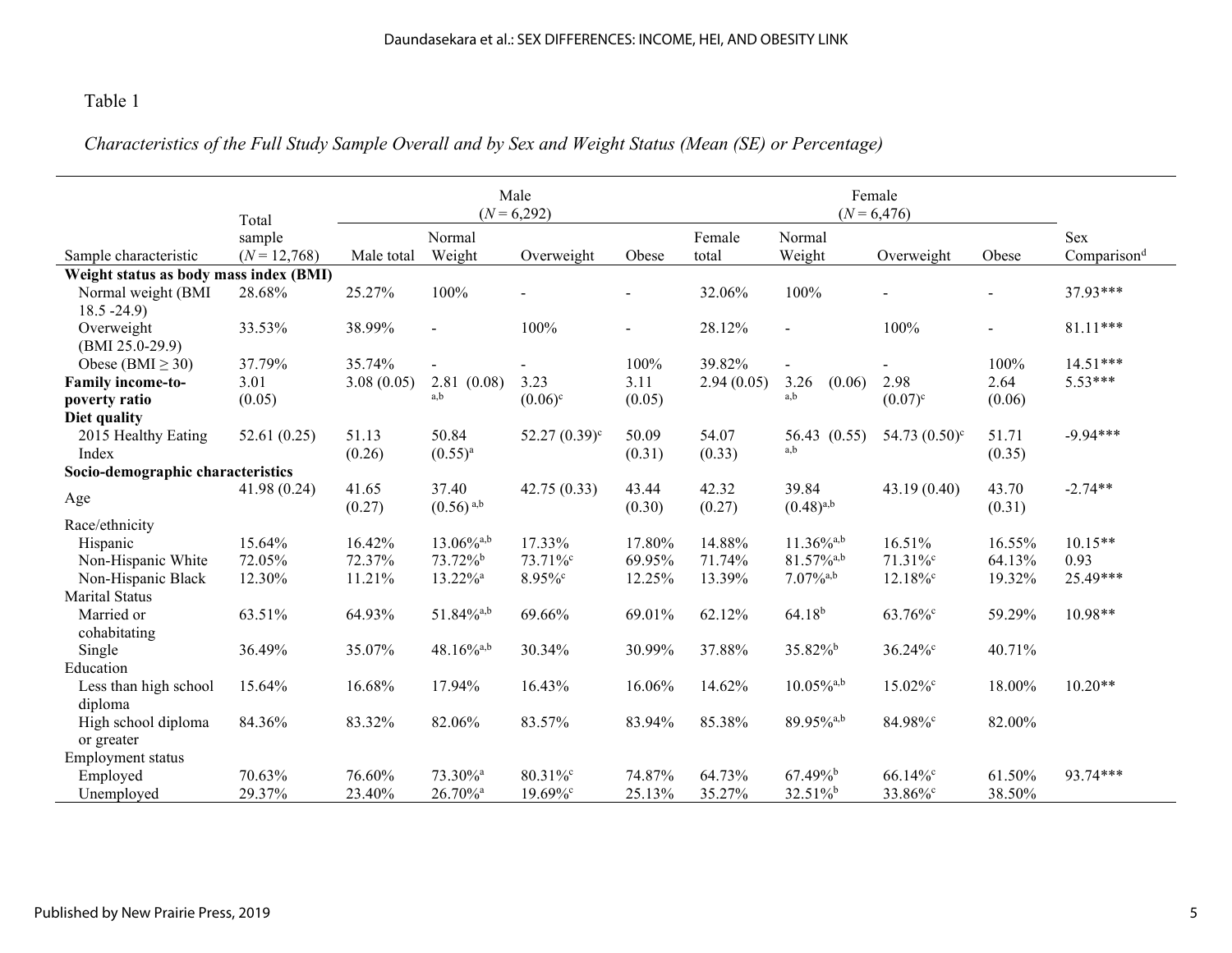Table 1

*Characteristics of the Full Study Sample Overall and by Sex and Weight Status (Mean (SE) or Percentage)*

| Sample characteristic | Total sample ($N$ = 12,768) | Male ($N$ = 6,292) Male total | Normal Weight | Overweight | Obese | Female ($N$ = 6,476) Female total | Normal Weight | Overweight | Obese | Sex Comparison[d] |
|---|---|---|---|---|---|---|---|---|---|---|
| **Weight status as body mass index (BMI)** | | | | | | | | | | |
| Normal weight (BMI 18.5 -24.9) | 28.68% | 25.27% | 100% | - | - | 32.06% | 100% | - | - | 37.93*** |
| Overweight (BMI 25.0-29.9) | 33.53% | 38.99% | - | 100% | - | 28.12% | - | 100% | - | 81.11*** |
| Obese (BMI ≥ 30) | 37.79% | 35.74% | - | - | 100% | 39.82% | - | - | 100% | 14.51*** |
| **Family income-to-poverty ratio** | 3.01 (0.05) | 3.08 (0.05) | 2.81 (0.08)[a,b] | 3.23 (0.06)[c] | 3.11 (0.05) | 2.94 (0.05) | 3.26 (0.06)[a,b] | 2.98 (0.07)[c] | 2.64 (0.06) | 5.53*** |
| **Diet quality** | | | | | | | | | | |
| 2015 Healthy Eating Index | 52.61 (0.25) | 51.13 (0.26) | 50.84 (0.55)[a] | 52.27 (0.39)[c] | 50.09 (0.31) | 54.07 (0.33) | 56.43 (0.55)[a,b] | 54.73 (0.50)[c] | 51.71 (0.35) | -9.94*** |
| **Socio-demographic characteristics** | | | | | | | | | | |
| Age | 41.98 (0.24) | 41.65 (0.27) | 37.40 (0.56)[a,b] | 42.75 (0.33) | 43.44 (0.30) | 42.32 (0.27) | 39.84 (0.48)[a,b] | 43.19 (0.40) | 43.70 (0.31) | -2.74** |
| Race/ethnicity | | | | | | | | | | |
| Hispanic | 15.64% | 16.42% | 13.06%[a,b] | 17.33% | 17.80% | 14.88% | 11.36%[a,b] | 16.51% | 16.55% | 10.15** |
| Non-Hispanic White | 72.05% | 72.37% | 73.72%[b] | 73.71%[c] | 69.95% | 71.74% | 81.57%[a,b] | 71.31%[c] | 64.13% | 0.93 |
| Non-Hispanic Black | 12.30% | 11.21% | 13.22%[a] | 8.95%[c] | 12.25% | 13.39% | 7.07%[a,b] | 12.18%[c] | 19.32% | 25.49*** |
| Marital Status | | | | | | | | | | |
| Married or cohabitating | 63.51% | 64.93% | 51.84%[a,b] | 69.66% | 69.01% | 62.12% | 64.18[b] | 63.76%[c] | 59.29% | 10.98** |
| Single | 36.49% | 35.07% | 48.16%[a,b] | 30.34% | 30.99% | 37.88% | 35.82%[b] | 36.24%[c] | 40.71% | |
| Education | | | | | | | | | | |
| Less than high school diploma | 15.64% | 16.68% | 17.94% | 16.43% | 16.06% | 14.62% | 10.05%[a,b] | 15.02%[c] | 18.00% | 10.20** |
| High school diploma or greater | 84.36% | 83.32% | 82.06% | 83.57% | 83.94% | 85.38% | 89.95%[a,b] | 84.98%[c] | 82.00% | |
| Employment status | | | | | | | | | | |
| Employed | 70.63% | 76.60% | 73.30%[a] | 80.31%[c] | 74.87% | 64.73% | 67.49%[b] | 66.14%[c] | 61.50% | 93.74*** |
| Unemployed | 29.37% | 23.40% | 26.70%[a] | 19.69%[c] | 25.13% | 35.27% | 32.51%[b] | 33.86%[c] | 38.50% | |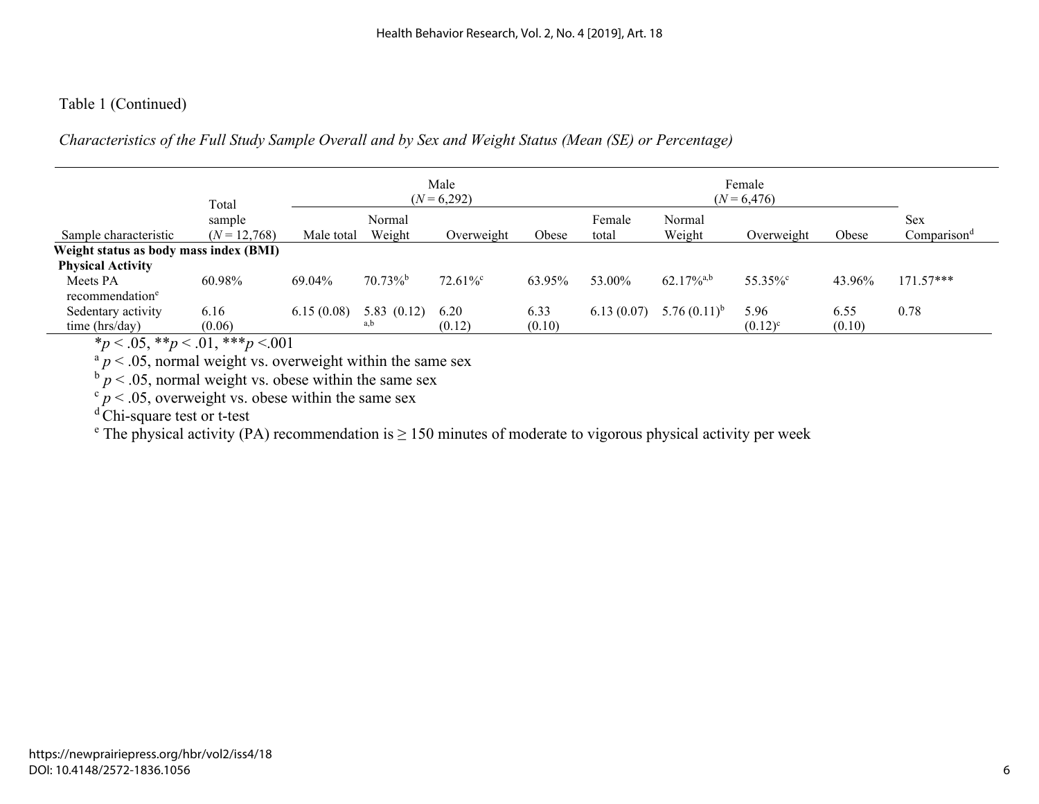Table 1 (Continued)

*Characteristics of the Full Study Sample Overall and by Sex and Weight Status (Mean (SE) or Percentage)*

| Sample characteristic | Total sample ($N$ = 12,768) | Male ($N$ = 6,292) | | | | Female ($N$ = 6,476) | | | | Sex Comparison[d] |
|---|---|---|---|---|---|---|---|---|---|---|
| | | Male total | Normal Weight | Overweight | Obese | Female total | Normal Weight | Overweight | Obese | |
| **Weight status as body mass index (BMI)** | | | | | | | | | | |
| **Physical Activity** | | | | | | | | | | |
| Meets PA recommendation[e] | 60.98% | 69.04% | 70.73%[b] | 72.61%[c] | 63.95% | 53.00% | 62.17%[a,b] | 55.35%[c] | 43.96% | 171.57*** |
| Sedentary activity time (hrs/day) | 6.16 (0.06) | 6.15 (0.08) | 5.83 (0.12)[a,b] | 6.20 (0.12) | 6.33 (0.10) | 6.13 (0.07) | 5.76 (0.11)[b] | 5.96 (0.12)[c] | 6.55 (0.10) | 0.78 |

$*p < .05$, $**p < .01$, $***p < .001$

[a] $p < .05$, normal weight vs. overweight within the same sex

[b] $p < .05$, normal weight vs. obese within the same sex

[c] $p < .05$, overweight vs. obese within the same sex

[d] Chi-square test or t-test

[e] The physical activity (PA) recommendation is ≥ 150 minutes of moderate to vigorous physical activity per week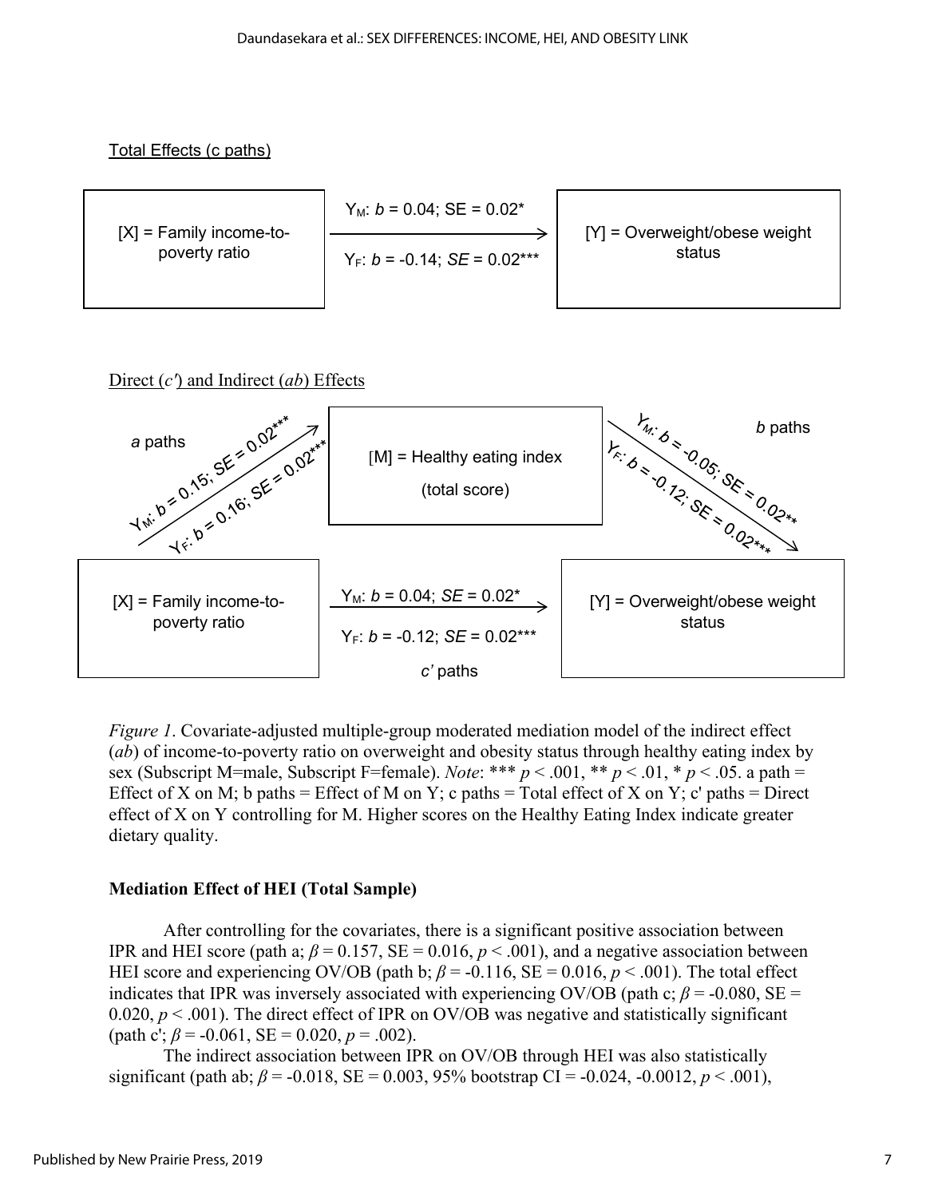Total Effects (c paths)

[X] = Family income-to-poverty ratio

$Y_M$: *b* = 0.04; SE = 0.02*

$Y_F$: *b* = -0.14; *SE* = 0.02***

[Y] = Overweight/obese weight status

Direct (*c′*) and Indirect (*ab*) Effects

*a* paths

$Y_M$: *b* = 0.15; SE = 0.02***

$Y_F$: *b* = 0.16; SE = 0.02***

[M] = Healthy eating index (total score)

*b* paths

$Y_M$: *b* = -0.05; SE = 0.02**

$Y_F$: *b* = -0.12; SE = 0.02***

[X] = Family income-to-poverty ratio

$Y_M$: *b* = 0.04; *SE* = 0.02*

$Y_F$: *b* = -0.12; *SE* = 0.02***

*c'* paths

[Y] = Overweight/obese weight status

*Figure 1*. Covariate-adjusted multiple-group moderated mediation model of the indirect effect (*ab*) of income-to-poverty ratio on overweight and obesity status through healthy eating index by sex (Subscript M=male, Subscript F=female). *Note*: *** $p < .001$, ** $p < .01$, * $p < .05$. a path = Effect of X on M; b paths = Effect of M on Y; c paths = Total effect of X on Y; c' paths = Direct effect of X on Y controlling for M. Higher scores on the Healthy Eating Index indicate greater dietary quality.

### Mediation Effect of HEI (Total Sample)

After controlling for the covariates, there is a significant positive association between IPR and HEI score (path a; $\beta = 0.157$, SE = 0.016, $p < .001$), and a negative association between HEI score and experiencing OV/OB (path b; $\beta = -0.116$, SE = 0.016, $p < .001$). The total effect indicates that IPR was inversely associated with experiencing OV/OB (path c; $\beta = -0.080$, SE = 0.020, $p < .001$). The direct effect of IPR on OV/OB was negative and statistically significant (path c'; $\beta = -0.061$, SE = 0.020, $p = .002$).

The indirect association between IPR on OV/OB through HEI was also statistically significant (path ab; $\beta = -0.018$, SE = 0.003, 95% bootstrap CI = -0.024, -0.0012, $p < .001$),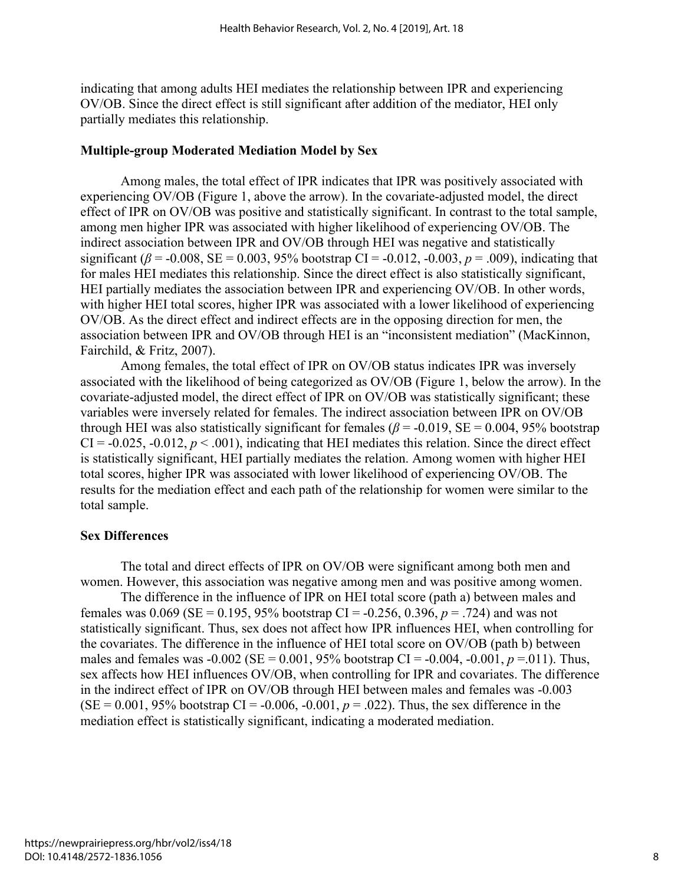indicating that among adults HEI mediates the relationship between IPR and experiencing OV/OB. Since the direct effect is still significant after addition of the mediator, HEI only partially mediates this relationship.

### Multiple-group Moderated Mediation Model by Sex

Among males, the total effect of IPR indicates that IPR was positively associated with experiencing OV/OB (Figure 1, above the arrow). In the covariate-adjusted model, the direct effect of IPR on OV/OB was positive and statistically significant. In contrast to the total sample, among men higher IPR was associated with higher likelihood of experiencing OV/OB. The indirect association between IPR and OV/OB through HEI was negative and statistically significant ($\beta = -0.008$, SE = 0.003, 95% bootstrap CI = -0.012, -0.003, $p = .009$), indicating that for males HEI mediates this relationship. Since the direct effect is also statistically significant, HEI partially mediates the association between IPR and experiencing OV/OB. In other words, with higher HEI total scores, higher IPR was associated with a lower likelihood of experiencing OV/OB. As the direct effect and indirect effects are in the opposing direction for men, the association between IPR and OV/OB through HEI is an "inconsistent mediation" (MacKinnon, Fairchild, & Fritz, 2007).

Among females, the total effect of IPR on OV/OB status indicates IPR was inversely associated with the likelihood of being categorized as OV/OB (Figure 1, below the arrow). In the covariate-adjusted model, the direct effect of IPR on OV/OB was statistically significant; these variables were inversely related for females. The indirect association between IPR on OV/OB through HEI was also statistically significant for females ($\beta = -0.019$, SE = 0.004, 95% bootstrap CI = -0.025, -0.012, $p < .001$), indicating that HEI mediates this relation. Since the direct effect is statistically significant, HEI partially mediates the relation. Among women with higher HEI total scores, higher IPR was associated with lower likelihood of experiencing OV/OB. The results for the mediation effect and each path of the relationship for women were similar to the total sample.

### Sex Differences

The total and direct effects of IPR on OV/OB were significant among both men and women. However, this association was negative among men and was positive among women.

The difference in the influence of IPR on HEI total score (path a) between males and females was 0.069 (SE = 0.195, 95% bootstrap CI = -0.256, 0.396, $p = .724$) and was not statistically significant. Thus, sex does not affect how IPR influences HEI, when controlling for the covariates. The difference in the influence of HEI total score on OV/OB (path b) between males and females was -0.002 (SE = 0.001, 95% bootstrap CI = -0.004, -0.001, $p = .011$). Thus, sex affects how HEI influences OV/OB, when controlling for IPR and covariates. The difference in the indirect effect of IPR on OV/OB through HEI between males and females was -0.003 (SE = 0.001, 95% bootstrap CI = -0.006, -0.001, $p = .022$). Thus, the sex difference in the mediation effect is statistically significant, indicating a moderated mediation.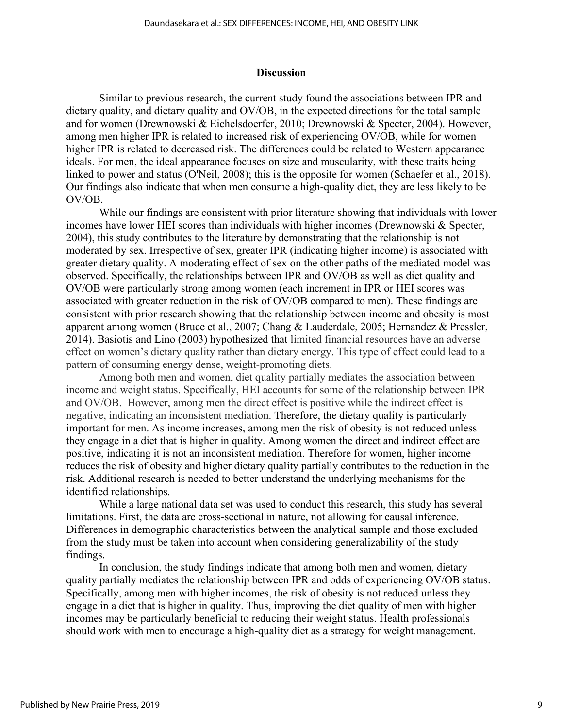## Discussion

Similar to previous research, the current study found the associations between IPR and dietary quality, and dietary quality and OV/OB, in the expected directions for the total sample and for women (Drewnowski & Eichelsdoerfer, 2010; Drewnowski & Specter, 2004). However, among men higher IPR is related to increased risk of experiencing OV/OB, while for women higher IPR is related to decreased risk. The differences could be related to Western appearance ideals. For men, the ideal appearance focuses on size and muscularity, with these traits being linked to power and status (O'Neil, 2008); this is the opposite for women (Schaefer et al., 2018). Our findings also indicate that when men consume a high-quality diet, they are less likely to be OV/OB.

While our findings are consistent with prior literature showing that individuals with lower incomes have lower HEI scores than individuals with higher incomes (Drewnowski & Specter, 2004), this study contributes to the literature by demonstrating that the relationship is not moderated by sex. Irrespective of sex, greater IPR (indicating higher income) is associated with greater dietary quality. A moderating effect of sex on the other paths of the mediated model was observed. Specifically, the relationships between IPR and OV/OB as well as diet quality and OV/OB were particularly strong among women (each increment in IPR or HEI scores was associated with greater reduction in the risk of OV/OB compared to men). These findings are consistent with prior research showing that the relationship between income and obesity is most apparent among women (Bruce et al., 2007; Chang & Lauderdale, 2005; Hernandez & Pressler, 2014). Basiotis and Lino (2003) hypothesized that limited financial resources have an adverse effect on women's dietary quality rather than dietary energy. This type of effect could lead to a pattern of consuming energy dense, weight-promoting diets.

Among both men and women, diet quality partially mediates the association between income and weight status. Specifically, HEI accounts for some of the relationship between IPR and OV/OB. However, among men the direct effect is positive while the indirect effect is negative, indicating an inconsistent mediation. Therefore, the dietary quality is particularly important for men. As income increases, among men the risk of obesity is not reduced unless they engage in a diet that is higher in quality. Among women the direct and indirect effect are positive, indicating it is not an inconsistent mediation. Therefore for women, higher income reduces the risk of obesity and higher dietary quality partially contributes to the reduction in the risk. Additional research is needed to better understand the underlying mechanisms for the identified relationships.

While a large national data set was used to conduct this research, this study has several limitations. First, the data are cross-sectional in nature, not allowing for causal inference. Differences in demographic characteristics between the analytical sample and those excluded from the study must be taken into account when considering generalizability of the study findings.

In conclusion, the study findings indicate that among both men and women, dietary quality partially mediates the relationship between IPR and odds of experiencing OV/OB status. Specifically, among men with higher incomes, the risk of obesity is not reduced unless they engage in a diet that is higher in quality. Thus, improving the diet quality of men with higher incomes may be particularly beneficial to reducing their weight status. Health professionals should work with men to encourage a high-quality diet as a strategy for weight management.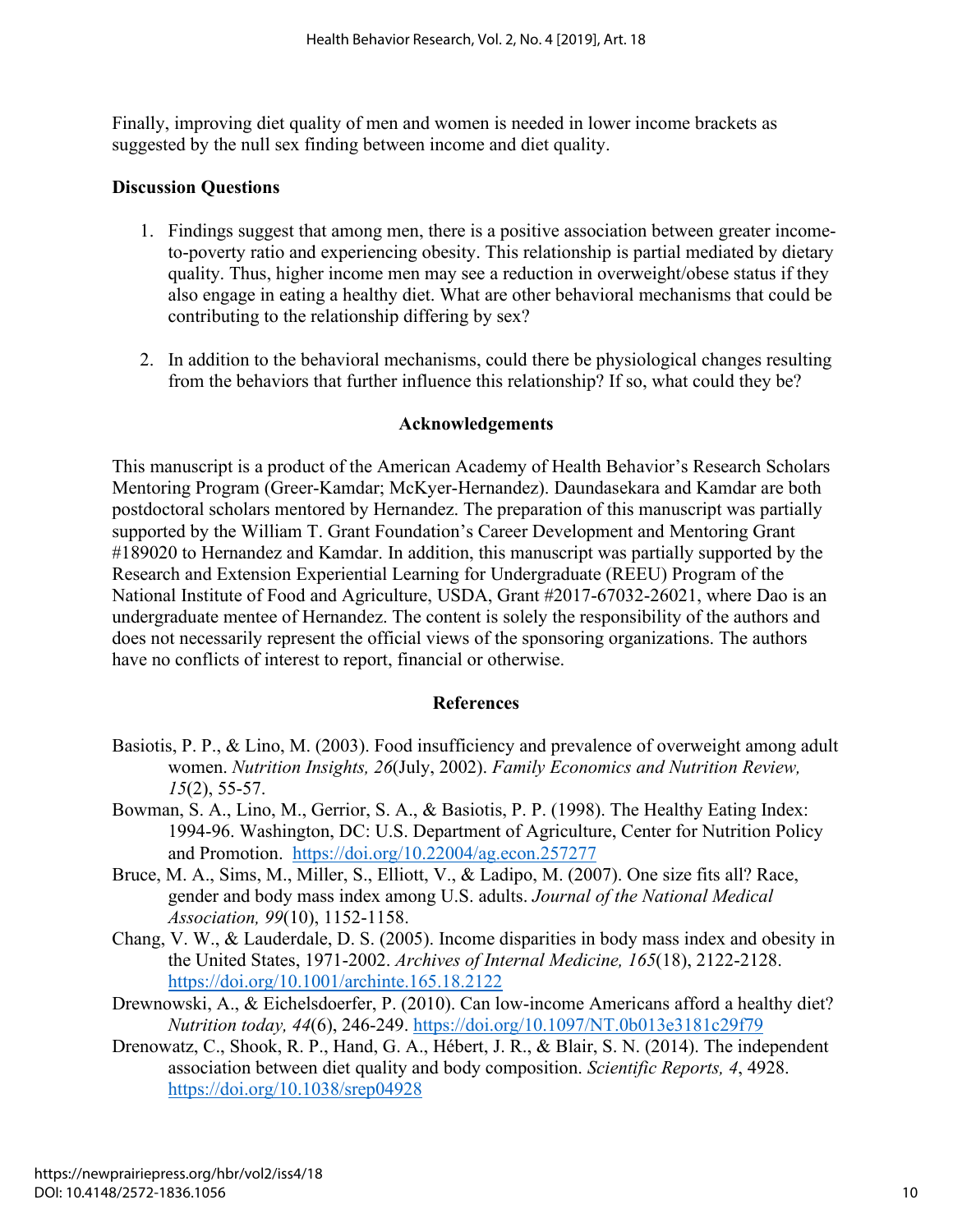Finally, improving diet quality of men and women is needed in lower income brackets as suggested by the null sex finding between income and diet quality.

**Discussion Questions**

1. Findings suggest that among men, there is a positive association between greater income-to-poverty ratio and experiencing obesity. This relationship is partial mediated by dietary quality. Thus, higher income men may see a reduction in overweight/obese status if they also engage in eating a healthy diet. What are other behavioral mechanisms that could be contributing to the relationship differing by sex?

2. In addition to the behavioral mechanisms, could there be physiological changes resulting from the behaviors that further influence this relationship? If so, what could they be?

## Acknowledgements

This manuscript is a product of the American Academy of Health Behavior's Research Scholars Mentoring Program (Greer-Kamdar; McKyer-Hernandez). Daundasekara and Kamdar are both postdoctoral scholars mentored by Hernandez. The preparation of this manuscript was partially supported by the William T. Grant Foundation's Career Development and Mentoring Grant #189020 to Hernandez and Kamdar. In addition, this manuscript was partially supported by the Research and Extension Experiential Learning for Undergraduate (REEU) Program of the National Institute of Food and Agriculture, USDA, Grant #2017-67032-26021, where Dao is an undergraduate mentee of Hernandez. The content is solely the responsibility of the authors and does not necessarily represent the official views of the sponsoring organizations. The authors have no conflicts of interest to report, financial or otherwise.

## References

Basiotis, P. P., & Lino, M. (2003). Food insufficiency and prevalence of overweight among adult women. *Nutrition Insights, 26*(July, 2002). *Family Economics and Nutrition Review, 15*(2), 55-57.

Bowman, S. A., Lino, M., Gerrior, S. A., & Basiotis, P. P. (1998). The Healthy Eating Index: 1994-96. Washington, DC: U.S. Department of Agriculture, Center for Nutrition Policy and Promotion. https://doi.org/10.22004/ag.econ.257277

Bruce, M. A., Sims, M., Miller, S., Elliott, V., & Ladipo, M. (2007). One size fits all? Race, gender and body mass index among U.S. adults. *Journal of the National Medical Association, 99*(10), 1152-1158.

Chang, V. W., & Lauderdale, D. S. (2005). Income disparities in body mass index and obesity in the United States, 1971-2002. *Archives of Internal Medicine, 165*(18), 2122-2128. https://doi.org/10.1001/archinte.165.18.2122

Drewnowski, A., & Eichelsdoerfer, P. (2010). Can low-income Americans afford a healthy diet? *Nutrition today, 44*(6), 246-249. https://doi.org/10.1097/NT.0b013e3181c29f79

Drenowatz, C., Shook, R. P., Hand, G. A., Hébert, J. R., & Blair, S. N. (2014). The independent association between diet quality and body composition. *Scientific Reports, 4*, 4928. https://doi.org/10.1038/srep04928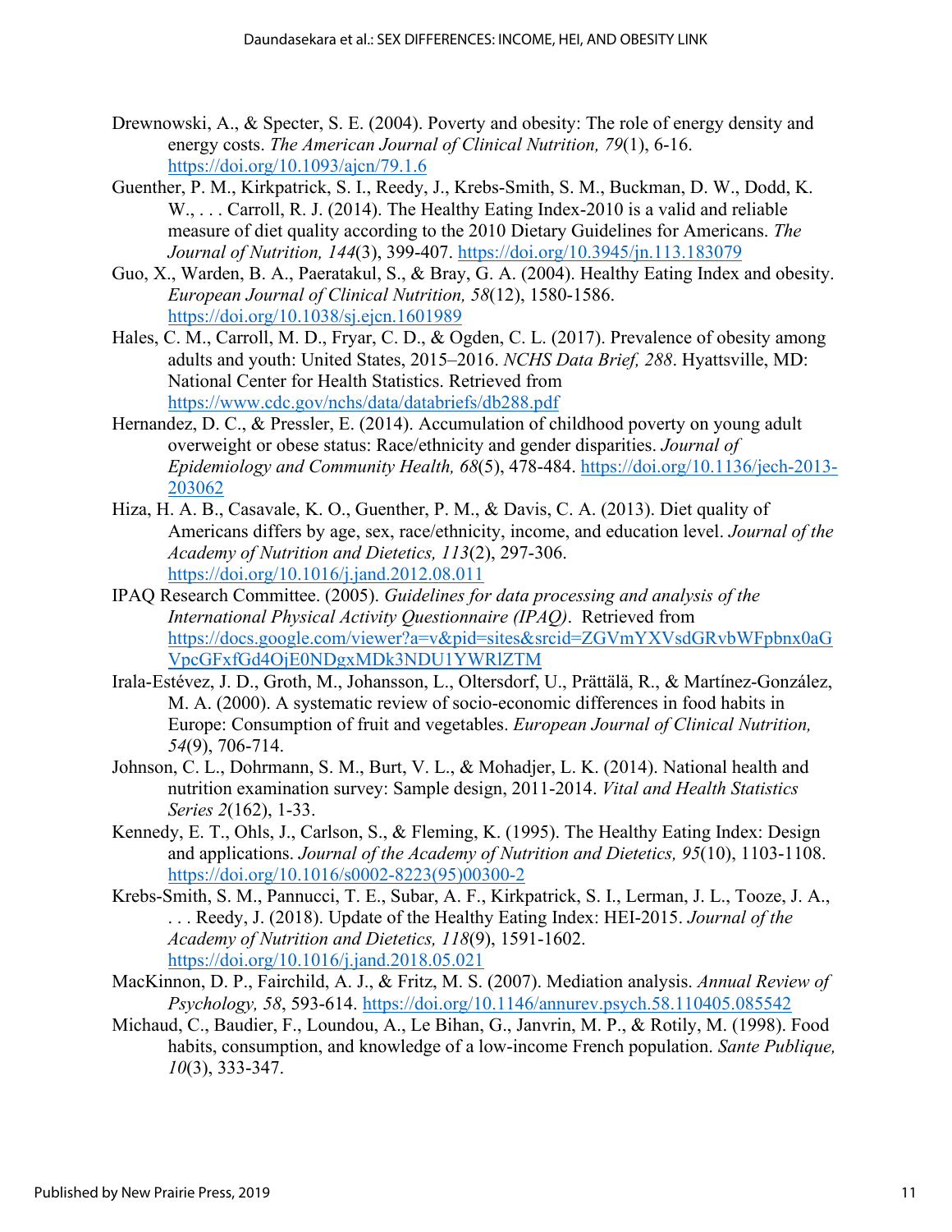Drewnowski, A., & Specter, S. E. (2004). Poverty and obesity: The role of energy density and energy costs. *The American Journal of Clinical Nutrition, 79*(1), 6-16. https://doi.org/10.1093/ajcn/79.1.6

Guenther, P. M., Kirkpatrick, S. I., Reedy, J., Krebs-Smith, S. M., Buckman, D. W., Dodd, K. W., . . . Carroll, R. J. (2014). The Healthy Eating Index-2010 is a valid and reliable measure of diet quality according to the 2010 Dietary Guidelines for Americans. *The Journal of Nutrition, 144*(3), 399-407. https://doi.org/10.3945/jn.113.183079

Guo, X., Warden, B. A., Paeratakul, S., & Bray, G. A. (2004). Healthy Eating Index and obesity. *European Journal of Clinical Nutrition, 58*(12), 1580-1586. https://doi.org/10.1038/sj.ejcn.1601989

Hales, C. M., Carroll, M. D., Fryar, C. D., & Ogden, C. L. (2017). Prevalence of obesity among adults and youth: United States, 2015–2016. *NCHS Data Brief, 288*. Hyattsville, MD: National Center for Health Statistics. Retrieved from https://www.cdc.gov/nchs/data/databriefs/db288.pdf

Hernandez, D. C., & Pressler, E. (2014). Accumulation of childhood poverty on young adult overweight or obese status: Race/ethnicity and gender disparities. *Journal of Epidemiology and Community Health, 68*(5), 478-484. https://doi.org/10.1136/jech-2013-203062

Hiza, H. A. B., Casavale, K. O., Guenther, P. M., & Davis, C. A. (2013). Diet quality of Americans differs by age, sex, race/ethnicity, income, and education level. *Journal of the Academy of Nutrition and Dietetics, 113*(2), 297-306. https://doi.org/10.1016/j.jand.2012.08.011

IPAQ Research Committee. (2005). *Guidelines for data processing and analysis of the International Physical Activity Questionnaire (IPAQ)*. Retrieved from https://docs.google.com/viewer?a=v&pid=sites&srcid=ZGVmYXVsdGRvbWFpbnx0aGVpcGFxfGd4OjE0NDgxMDk3NDU1YWRlZTM

Irala-Estévez, J. D., Groth, M., Johansson, L., Oltersdorf, U., Prättälä, R., & Martínez-González, M. A. (2000). A systematic review of socio-economic differences in food habits in Europe: Consumption of fruit and vegetables. *European Journal of Clinical Nutrition, 54*(9), 706-714.

Johnson, C. L., Dohrmann, S. M., Burt, V. L., & Mohadjer, L. K. (2014). National health and nutrition examination survey: Sample design, 2011-2014. *Vital and Health Statistics Series 2*(162), 1-33.

Kennedy, E. T., Ohls, J., Carlson, S., & Fleming, K. (1995). The Healthy Eating Index: Design and applications. *Journal of the Academy of Nutrition and Dietetics, 95*(10), 1103-1108. https://doi.org/10.1016/s0002-8223(95)00300-2

Krebs-Smith, S. M., Pannucci, T. E., Subar, A. F., Kirkpatrick, S. I., Lerman, J. L., Tooze, J. A., . . . Reedy, J. (2018). Update of the Healthy Eating Index: HEI-2015. *Journal of the Academy of Nutrition and Dietetics, 118*(9), 1591-1602. https://doi.org/10.1016/j.jand.2018.05.021

MacKinnon, D. P., Fairchild, A. J., & Fritz, M. S. (2007). Mediation analysis. *Annual Review of Psychology, 58*, 593-614. https://doi.org/10.1146/annurev.psych.58.110405.085542

Michaud, C., Baudier, F., Loundou, A., Le Bihan, G., Janvrin, M. P., & Rotily, M. (1998). Food habits, consumption, and knowledge of a low-income French population. *Sante Publique, 10*(3), 333-347.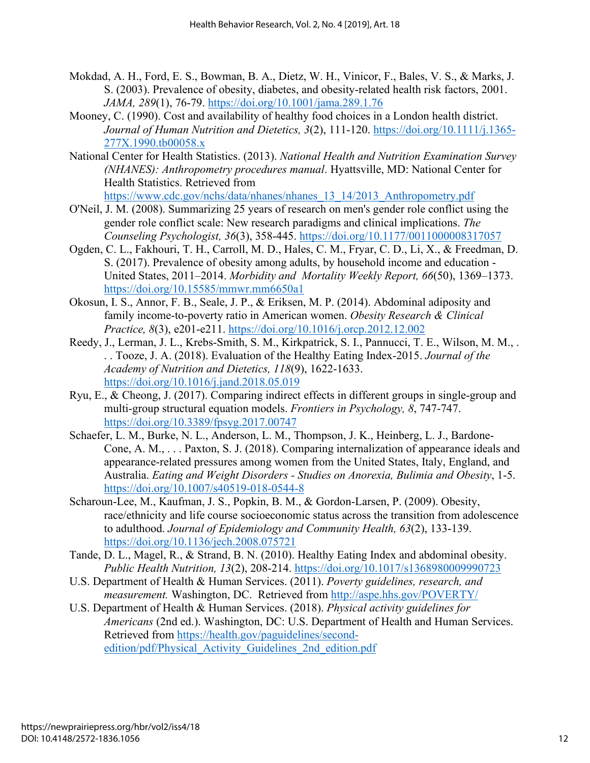Mokdad, A. H., Ford, E. S., Bowman, B. A., Dietz, W. H., Vinicor, F., Bales, V. S., & Marks, J. S. (2003). Prevalence of obesity, diabetes, and obesity-related health risk factors, 2001. *JAMA, 289*(1), 76-79. https://doi.org/10.1001/jama.289.1.76

Mooney, C. (1990). Cost and availability of healthy food choices in a London health district. *Journal of Human Nutrition and Dietetics, 3*(2), 111-120. https://doi.org/10.1111/j.1365-277X.1990.tb00058.x

National Center for Health Statistics. (2013). *National Health and Nutrition Examination Survey (NHANES): Anthropometry procedures manual*. Hyattsville, MD: National Center for Health Statistics. Retrieved from https://www.cdc.gov/nchs/data/nhanes/nhanes_13_14/2013_Anthropometry.pdf

O'Neil, J. M. (2008). Summarizing 25 years of research on men's gender role conflict using the gender role conflict scale: New research paradigms and clinical implications. *The Counseling Psychologist, 36*(3), 358-445. https://doi.org/10.1177/0011000008317057

Ogden, C. L., Fakhouri, T. H., Carroll, M. D., Hales, C. M., Fryar, C. D., Li, X., & Freedman, D. S. (2017). Prevalence of obesity among adults, by household income and education - United States, 2011–2014. *Morbidity and Mortality Weekly Report, 66*(50), 1369–1373. https://doi.org/10.15585/mmwr.mm6650a1

Okosun, I. S., Annor, F. B., Seale, J. P., & Eriksen, M. P. (2014). Abdominal adiposity and family income-to-poverty ratio in American women. *Obesity Research & Clinical Practice, 8*(3), e201-e211. https://doi.org/10.1016/j.orcp.2012.12.002

Reedy, J., Lerman, J. L., Krebs-Smith, S. M., Kirkpatrick, S. I., Pannucci, T. E., Wilson, M. M., . . . Tooze, J. A. (2018). Evaluation of the Healthy Eating Index-2015. *Journal of the Academy of Nutrition and Dietetics, 118*(9), 1622-1633. https://doi.org/10.1016/j.jand.2018.05.019

Ryu, E., & Cheong, J. (2017). Comparing indirect effects in different groups in single-group and multi-group structural equation models. *Frontiers in Psychology, 8*, 747-747. https://doi.org/10.3389/fpsyg.2017.00747

Schaefer, L. M., Burke, N. L., Anderson, L. M., Thompson, J. K., Heinberg, L. J., Bardone-Cone, A. M., . . . Paxton, S. J. (2018). Comparing internalization of appearance ideals and appearance-related pressures among women from the United States, Italy, England, and Australia. *Eating and Weight Disorders - Studies on Anorexia, Bulimia and Obesity*, 1-5. https://doi.org/10.1007/s40519-018-0544-8

Scharoun-Lee, M., Kaufman, J. S., Popkin, B. M., & Gordon-Larsen, P. (2009). Obesity, race/ethnicity and life course socioeconomic status across the transition from adolescence to adulthood. *Journal of Epidemiology and Community Health, 63*(2), 133-139. https://doi.org/10.1136/jech.2008.075721

Tande, D. L., Magel, R., & Strand, B. N. (2010). Healthy Eating Index and abdominal obesity. *Public Health Nutrition, 13*(2), 208-214. https://doi.org/10.1017/s1368980009990723

U.S. Department of Health & Human Services. (2011). *Poverty guidelines, research, and measurement.* Washington, DC. Retrieved from http://aspe.hhs.gov/POVERTY/

U.S. Department of Health & Human Services. (2018). *Physical activity guidelines for Americans* (2nd ed.). Washington, DC: U.S. Department of Health and Human Services. Retrieved from https://health.gov/paguidelines/second-edition/pdf/Physical_Activity_Guidelines_2nd_edition.pdf